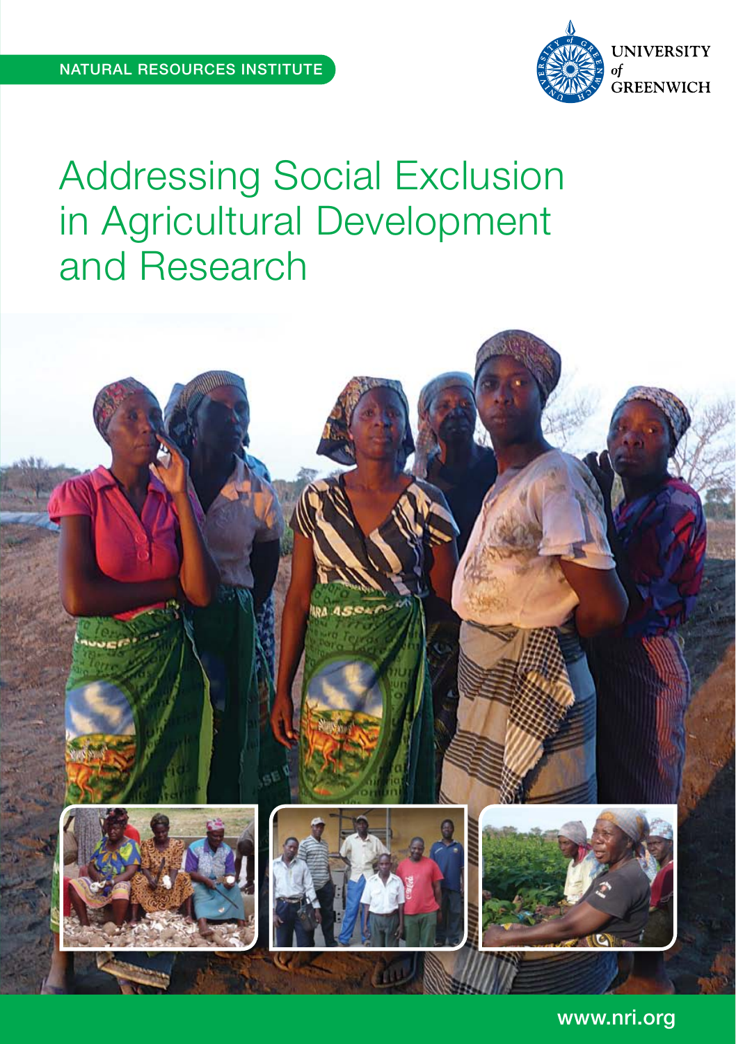NATURAL RESOURCES INSTITUTE

UNIVERSITY *of* GREENWICH

# Addressing Social Exclusion in Agricultural Development and Research

www.nri.org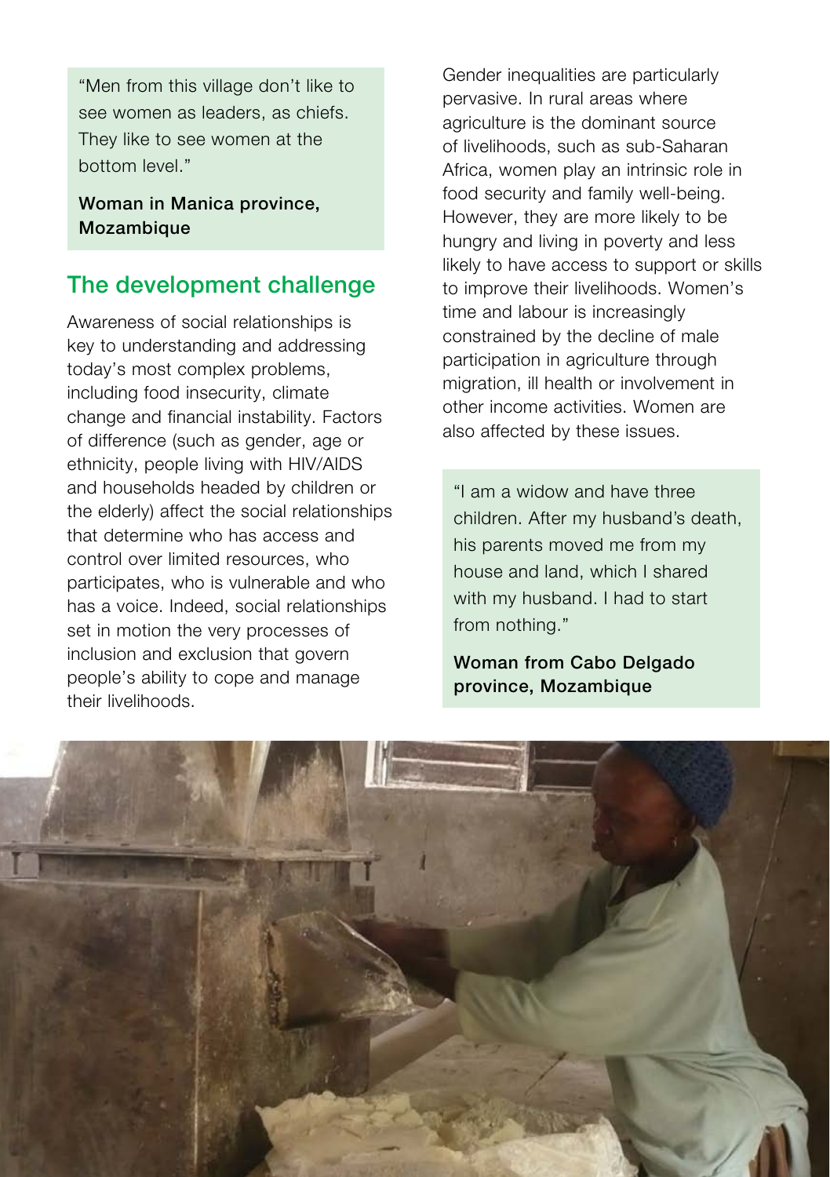> "Men from this village don't like to see women as leaders, as chiefs. They like to see women at the bottom level."
>
> **Woman in Manica province, Mozambique**

## The development challenge

Awareness of social relationships is key to understanding and addressing today's most complex problems, including food insecurity, climate change and financial instability. Factors of difference (such as gender, age or ethnicity, people living with HIV/AIDS and households headed by children or the elderly) affect the social relationships that determine who has access and control over limited resources, who participates, who is vulnerable and who has a voice. Indeed, social relationships set in motion the very processes of inclusion and exclusion that govern people's ability to cope and manage their livelihoods.

Gender inequalities are particularly pervasive. In rural areas where agriculture is the dominant source of livelihoods, such as sub-Saharan Africa, women play an intrinsic role in food security and family well-being. However, they are more likely to be hungry and living in poverty and less likely to have access to support or skills to improve their livelihoods. Women's time and labour is increasingly constrained by the decline of male participation in agriculture through migration, ill health or involvement in other income activities. Women are also affected by these issues.

> "I am a widow and have three children. After my husband's death, his parents moved me from my house and land, which I shared with my husband. I had to start from nothing."
>
> **Woman from Cabo Delgado province, Mozambique**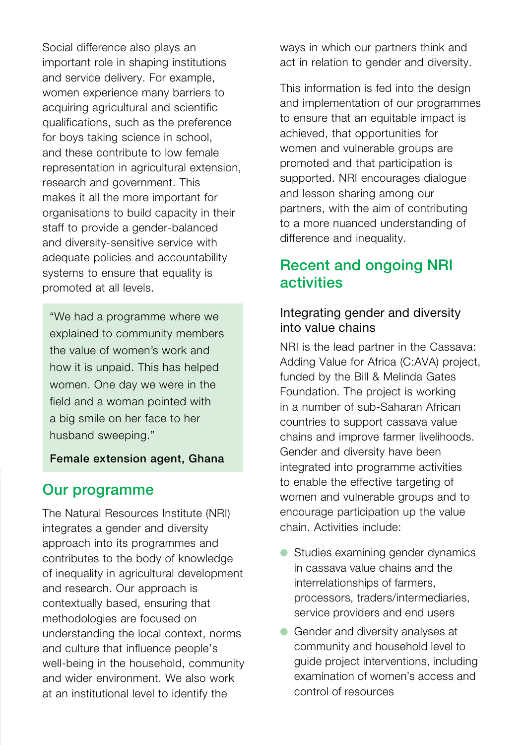Social difference also plays an important role in shaping institutions and service delivery. For example, women experience many barriers to acquiring agricultural and scientific qualifications, such as the preference for boys taking science in school, and these contribute to low female representation in agricultural extension, research and government. This makes it all the more important for organisations to build capacity in their staff to provide a gender-balanced and diversity-sensitive service with adequate policies and accountability systems to ensure that equality is promoted at all levels.

> "We had a programme where we explained to community members the value of women's work and how it is unpaid. This has helped women. One day we were in the field and a woman pointed with a big smile on her face to her husband sweeping."
>
> **Female extension agent, Ghana**

## Our programme

The Natural Resources Institute (NRI) integrates a gender and diversity approach into its programmes and contributes to the body of knowledge of inequality in agricultural development and research. Our approach is contextually based, ensuring that methodologies are focused on understanding the local context, norms and culture that influence people's well-being in the household, community and wider environment. We also work at an institutional level to identify the ways in which our partners think and act in relation to gender and diversity.

This information is fed into the design and implementation of our programmes to ensure that an equitable impact is achieved, that opportunities for women and vulnerable groups are promoted and that participation is supported. NRI encourages dialogue and lesson sharing among our partners, with the aim of contributing to a more nuanced understanding of difference and inequality.

## Recent and ongoing NRI activities

### Integrating gender and diversity into value chains

NRI is the lead partner in the Cassava: Adding Value for Africa (C:AVA) project, funded by the Bill & Melinda Gates Foundation. The project is working in a number of sub-Saharan African countries to support cassava value chains and improve farmer livelihoods. Gender and diversity have been integrated into programme activities to enable the effective targeting of women and vulnerable groups and to encourage participation up the value chain. Activities include:

- Studies examining gender dynamics in cassava value chains and the interrelationships of farmers, processors, traders/intermediaries, service providers and end users
- Gender and diversity analyses at community and household level to guide project interventions, including examination of women's access and control of resources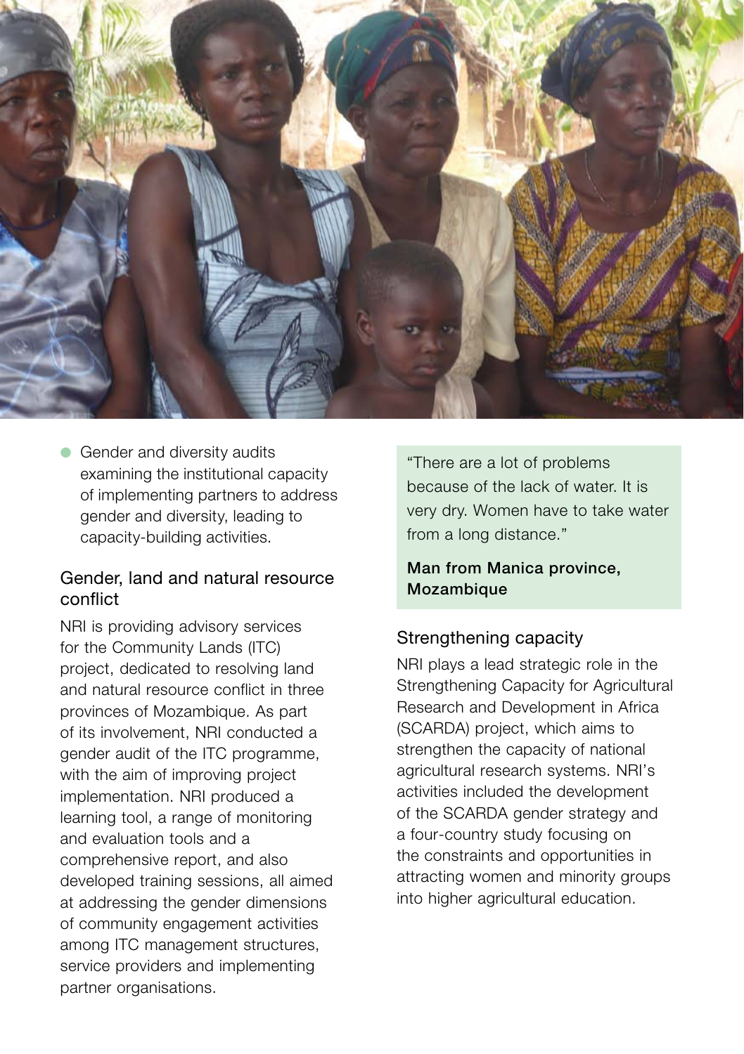- Gender and diversity audits examining the institutional capacity of implementing partners to address gender and diversity, leading to capacity-building activities.

## Gender, land and natural resource conflict

NRI is providing advisory services for the Community Lands (ITC) project, dedicated to resolving land and natural resource conflict in three provinces of Mozambique. As part of its involvement, NRI conducted a gender audit of the ITC programme, with the aim of improving project implementation. NRI produced a learning tool, a range of monitoring and evaluation tools and a comprehensive report, and also developed training sessions, all aimed at addressing the gender dimensions of community engagement activities among ITC management structures, service providers and implementing partner organisations.

> "There are a lot of problems because of the lack of water. It is very dry. Women have to take water from a long distance."
>
> **Man from Manica province, Mozambique**

## Strengthening capacity

NRI plays a lead strategic role in the Strengthening Capacity for Agricultural Research and Development in Africa (SCARDA) project, which aims to strengthen the capacity of national agricultural research systems. NRI's activities included the development of the SCARDA gender strategy and a four-country study focusing on the constraints and opportunities in attracting women and minority groups into higher agricultural education.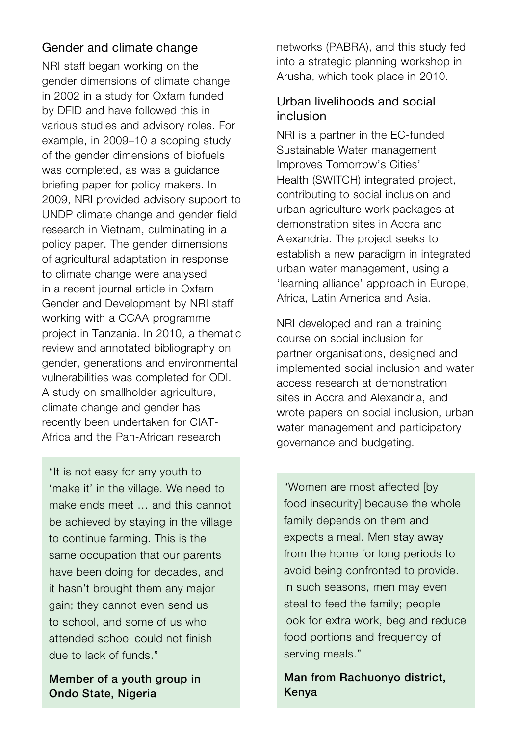## Gender and climate change

NRI staff began working on the gender dimensions of climate change in 2002 in a study for Oxfam funded by DFID and have followed this in various studies and advisory roles. For example, in 2009–10 a scoping study of the gender dimensions of biofuels was completed, as was a guidance briefing paper for policy makers. In 2009, NRI provided advisory support to UNDP climate change and gender field research in Vietnam, culminating in a policy paper. The gender dimensions of agricultural adaptation in response to climate change were analysed in a recent journal article in Oxfam Gender and Development by NRI staff working with a CCAA programme project in Tanzania. In 2010, a thematic review and annotated bibliography on gender, generations and environmental vulnerabilities was completed for ODI. A study on smallholder agriculture, climate change and gender has recently been undertaken for CIAT-Africa and the Pan-African research networks (PABRA), and this study fed into a strategic planning workshop in Arusha, which took place in 2010.

> "It is not easy for any youth to 'make it' in the village. We need to make ends meet … and this cannot be achieved by staying in the village to continue farming. This is the same occupation that our parents have been doing for decades, and it hasn't brought them any major gain; they cannot even send us to school, and some of us who attended school could not finish due to lack of funds."
>
> **Member of a youth group in Ondo State, Nigeria**

## Urban livelihoods and social inclusion

NRI is a partner in the EC-funded Sustainable Water management Improves Tomorrow's Cities' Health (SWITCH) integrated project, contributing to social inclusion and urban agriculture work packages at demonstration sites in Accra and Alexandria. The project seeks to establish a new paradigm in integrated urban water management, using a 'learning alliance' approach in Europe, Africa, Latin America and Asia.

NRI developed and ran a training course on social inclusion for partner organisations, designed and implemented social inclusion and water access research at demonstration sites in Accra and Alexandria, and wrote papers on social inclusion, urban water management and participatory governance and budgeting.

> "Women are most affected [by food insecurity] because the whole family depends on them and expects a meal. Men stay away from the home for long periods to avoid being confronted to provide. In such seasons, men may even steal to feed the family; people look for extra work, beg and reduce food portions and frequency of serving meals."
>
> **Man from Rachuonyo district, Kenya**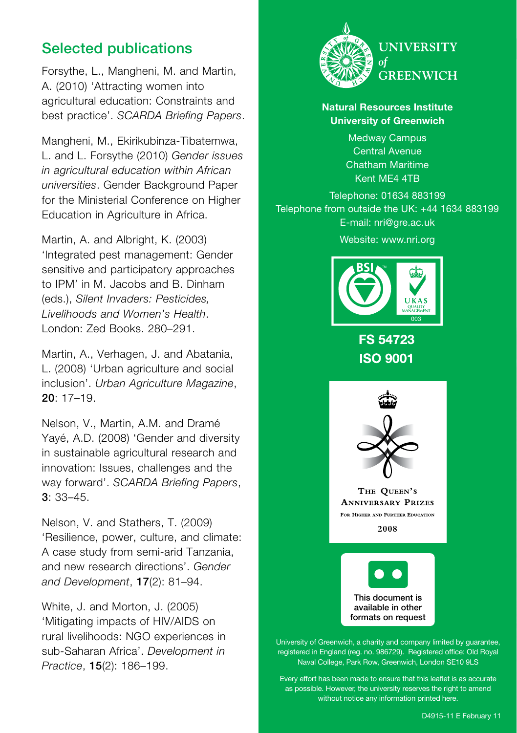## Selected publications

Forsythe, L., Mangheni, M. and Martin, A. (2010) 'Attracting women into agricultural education: Constraints and best practice'. *SCARDA Briefing Papers*.

Mangheni, M., Ekirikubinza-Tibatemwa, L. and L. Forsythe (2010) *Gender issues in agricultural education within African universities*. Gender Background Paper for the Ministerial Conference on Higher Education in Agriculture in Africa.

Martin, A. and Albright, K. (2003) 'Integrated pest management: Gender sensitive and participatory approaches to IPM' in M. Jacobs and B. Dinham (eds.), *Silent Invaders: Pesticides, Livelihoods and Women's Health*. London: Zed Books. 280–291.

Martin, A., Verhagen, J. and Abatania, L. (2008) 'Urban agriculture and social inclusion'. *Urban Agriculture Magazine*, **20**: 17–19.

Nelson, V., Martin, A.M. and Dramé Yayé, A.D. (2008) 'Gender and diversity in sustainable agricultural research and innovation: Issues, challenges and the way forward'. *SCARDA Briefing Papers*, **3**: 33–45.

Nelson, V. and Stathers, T. (2009) 'Resilience, power, culture, and climate: A case study from semi-arid Tanzania, and new research directions'. *Gender and Development*, **17**(2): 81–94.

White, J. and Morton, J. (2005) 'Mitigating impacts of HIV/AIDS on rural livelihoods: NGO experiences in sub-Saharan Africa'. *Development in Practice*, **15**(2): 186–199.

UNIVERSITY of GREENWICH

**Natural Resources Institute**
**University of Greenwich**

Medway Campus
Central Avenue
Chatham Maritime
Kent ME4 4TB

Telephone: 01634 883199
Telephone from outside the UK: +44 1634 883199
E-mail: nri@gre.ac.uk

Website: www.nri.org

BSI UKAS QUALITY MANAGEMENT 003

**FS 54723**
**ISO 9001**

THE QUEEN'S ANNIVERSARY PRIZES
FOR HIGHER AND FURTHER EDUCATION
2008

This document is available in other formats on request

University of Greenwich, a charity and company limited by guarantee, registered in England (reg. no. 986729). Registered office: Old Royal Naval College, Park Row, Greenwich, London SE10 9LS

Every effort has been made to ensure that this leaflet is as accurate as possible. However, the university reserves the right to amend without notice any information printed here.

D4915-11 E February 11